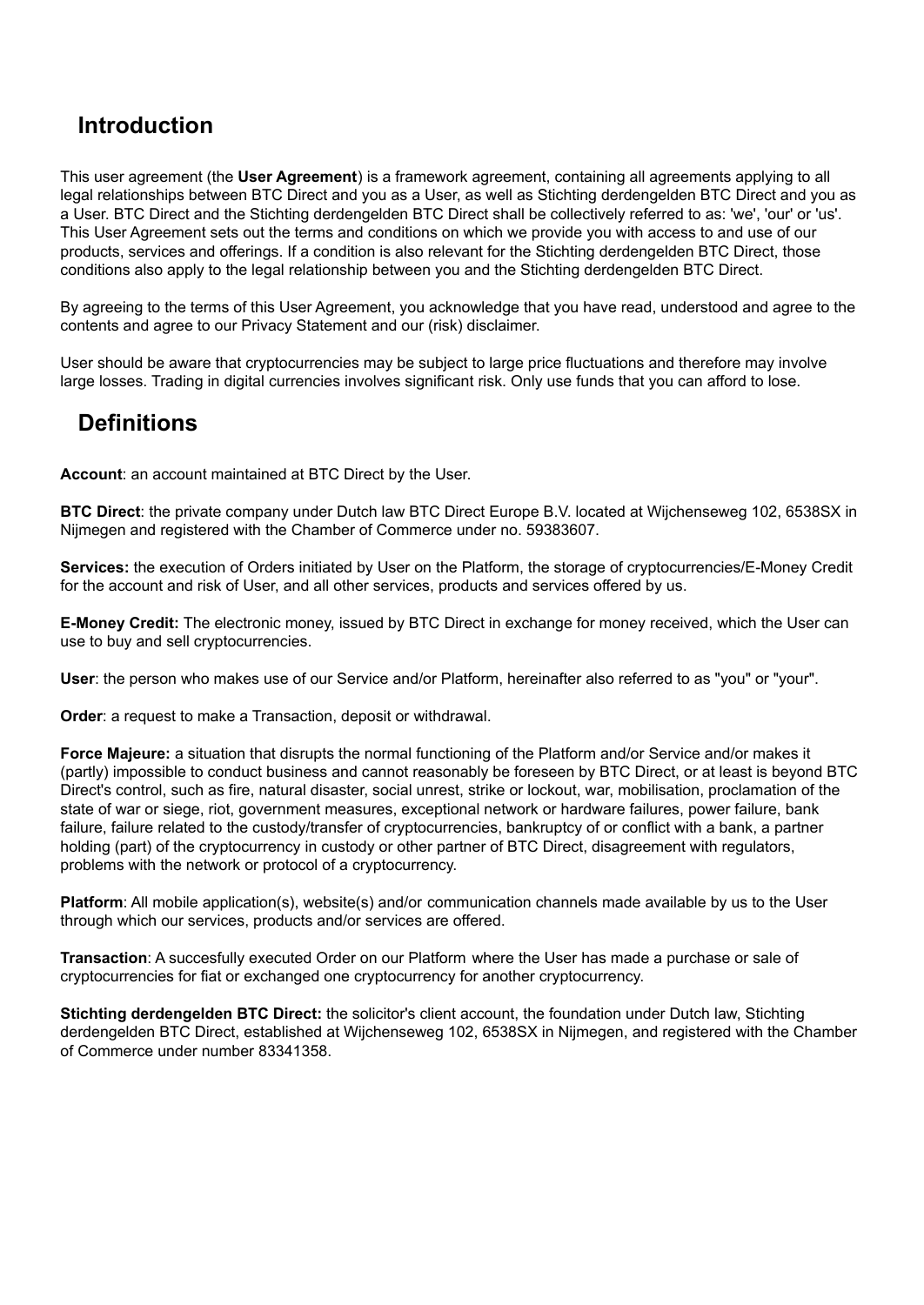## Introduction

This user agreement (the **User Agreement**) is a framework agreement, containing all agreements applying to all legal relationships between BTC Direct and you as a User, as well as Stichting derdengelden BTC Direct and you as a User. BTC Direct and the Stichting derdengelden BTC Direct shall be collectively referred to as: 'we', 'our' or 'us'. This User Agreement sets out the terms and conditions on which we provide you with access to and use of our products, services and offerings. If a condition is also relevant for the Stichting derdengelden BTC Direct, those conditions also apply to the legal relationship between you and the Stichting derdengelden BTC Direct.

By agreeing to the terms of this User Agreement, you acknowledge that you have read, understood and agree to the contents and agree to our Privacy Statement and our (risk) disclaimer.

User should be aware that cryptocurrencies may be subject to large price fluctuations and therefore may involve large losses. Trading in digital currencies involves significant risk. Only use funds that you can afford to lose.

## Definitions

**Account**: an account maintained at BTC Direct by the User.

**BTC Direct**: the private company under Dutch law BTC Direct Europe B.V. located at Wijchenseweg 102, 6538SX in Nijmegen and registered with the Chamber of Commerce under no. 59383607.

**Services:** the execution of Orders initiated by User on the Platform, the storage of cryptocurrencies/E-Money Credit for the account and risk of User, and all other services, products and services offered by us.

**E-Money Credit:** The electronic money, issued by BTC Direct in exchange for money received, which the User can use to buy and sell cryptocurrencies.

**User**: the person who makes use of our Service and/or Platform, hereinafter also referred to as "you" or "your".

**Order**: a request to make a Transaction, deposit or withdrawal.

**Force Majeure:** a situation that disrupts the normal functioning of the Platform and/or Service and/or makes it (partly) impossible to conduct business and cannot reasonably be foreseen by BTC Direct, or at least is beyond BTC Direct's control, such as fire, natural disaster, social unrest, strike or lockout, war, mobilisation, proclamation of the state of war or siege, riot, government measures, exceptional network or hardware failures, power failure, bank failure, failure related to the custody/transfer of cryptocurrencies, bankruptcy of or conflict with a bank, a partner holding (part) of the cryptocurrency in custody or other partner of BTC Direct, disagreement with regulators, problems with the network or protocol of a cryptocurrency.

**Platform**: All mobile application(s), website(s) and/or communication channels made available by us to the User through which our services, products and/or services are offered.

**Transaction**: A succesfully executed Order on our Platform where the User has made a purchase or sale of cryptocurrencies for fiat or exchanged one cryptocurrency for another cryptocurrency.

**Stichting derdengelden BTC Direct:** the solicitor's client account, the foundation under Dutch law, Stichting derdengelden BTC Direct, established at Wijchenseweg 102, 6538SX in Nijmegen, and registered with the Chamber of Commerce under number 83341358.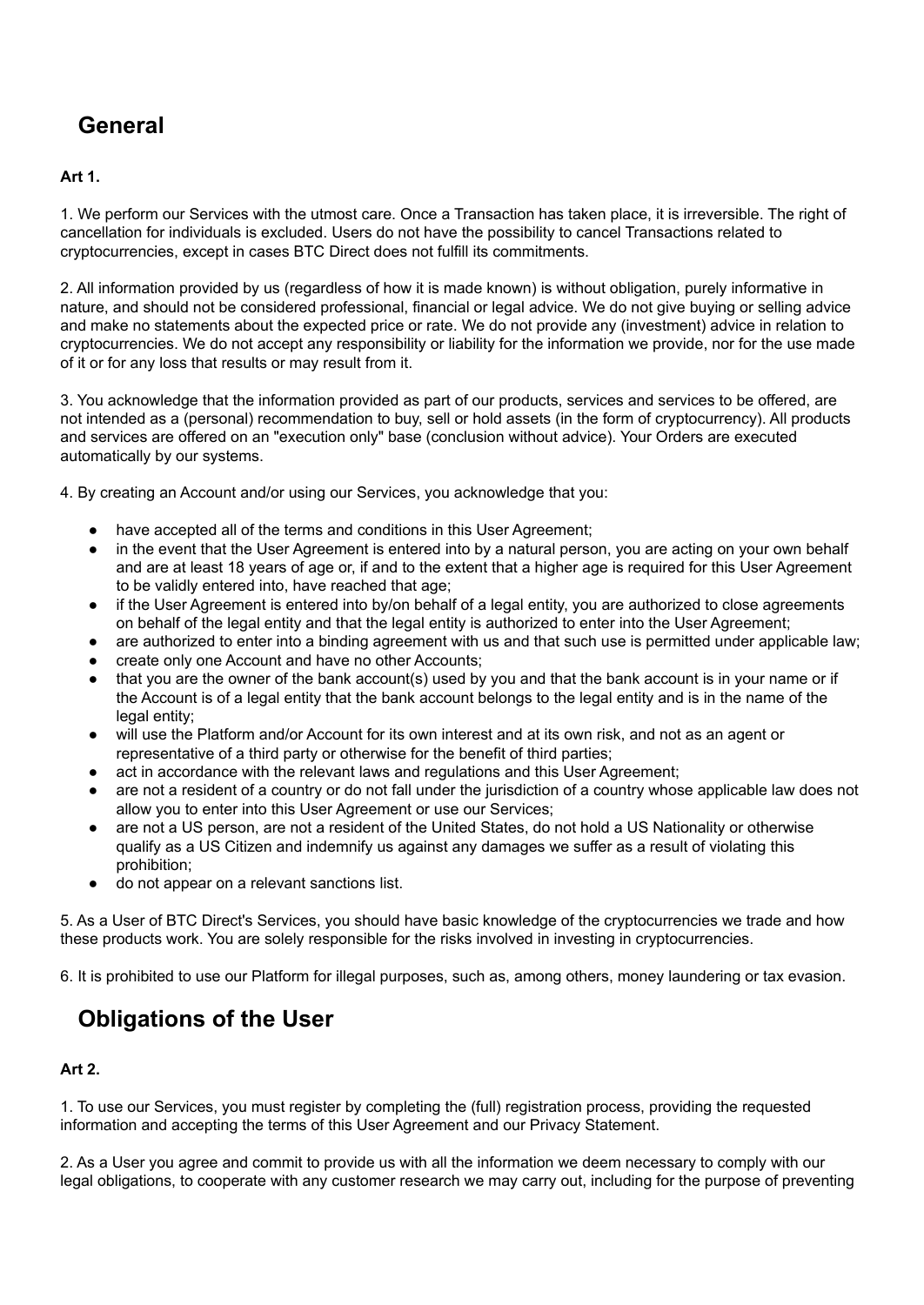## General

**Art 1.**

1. We perform our Services with the utmost care. Once a Transaction has taken place, it is irreversible. The right of cancellation for individuals is excluded. Users do not have the possibility to cancel Transactions related to cryptocurrencies, except in cases BTC Direct does not fulfill its commitments.

2. All information provided by us (regardless of how it is made known) is without obligation, purely informative in nature, and should not be considered professional, financial or legal advice. We do not give buying or selling advice and make no statements about the expected price or rate. We do not provide any (investment) advice in relation to cryptocurrencies. We do not accept any responsibility or liability for the information we provide, nor for the use made of it or for any loss that results or may result from it.

3. You acknowledge that the information provided as part of our products, services and services to be offered, are not intended as a (personal) recommendation to buy, sell or hold assets (in the form of cryptocurrency). All products and services are offered on an "execution only" base (conclusion without advice). Your Orders are executed automatically by our systems.

4. By creating an Account and/or using our Services, you acknowledge that you:

- have accepted all of the terms and conditions in this User Agreement;
- in the event that the User Agreement is entered into by a natural person, you are acting on your own behalf and are at least 18 years of age or, if and to the extent that a higher age is required for this User Agreement to be validly entered into, have reached that age;
- if the User Agreement is entered into by/on behalf of a legal entity, you are authorized to close agreements on behalf of the legal entity and that the legal entity is authorized to enter into the User Agreement;
- are authorized to enter into a binding agreement with us and that such use is permitted under applicable law;
- create only one Account and have no other Accounts;
- that you are the owner of the bank account(s) used by you and that the bank account is in your name or if the Account is of a legal entity that the bank account belongs to the legal entity and is in the name of the legal entity;
- will use the Platform and/or Account for its own interest and at its own risk, and not as an agent or representative of a third party or otherwise for the benefit of third parties;
- act in accordance with the relevant laws and regulations and this User Agreement;
- are not a resident of a country or do not fall under the jurisdiction of a country whose applicable law does not allow you to enter into this User Agreement or use our Services;
- are not a US person, are not a resident of the United States, do not hold a US Nationality or otherwise qualify as a US Citizen and indemnify us against any damages we suffer as a result of violating this prohibition;
- do not appear on a relevant sanctions list.

5. As a User of BTC Direct's Services, you should have basic knowledge of the cryptocurrencies we trade and how these products work. You are solely responsible for the risks involved in investing in cryptocurrencies.

6. It is prohibited to use our Platform for illegal purposes, such as, among others, money laundering or tax evasion.

## Obligations of the User

**Art 2.**

1. To use our Services, you must register by completing the (full) registration process, providing the requested information and accepting the terms of this User Agreement and our Privacy Statement.

2. As a User you agree and commit to provide us with all the information we deem necessary to comply with our legal obligations, to cooperate with any customer research we may carry out, including for the purpose of preventing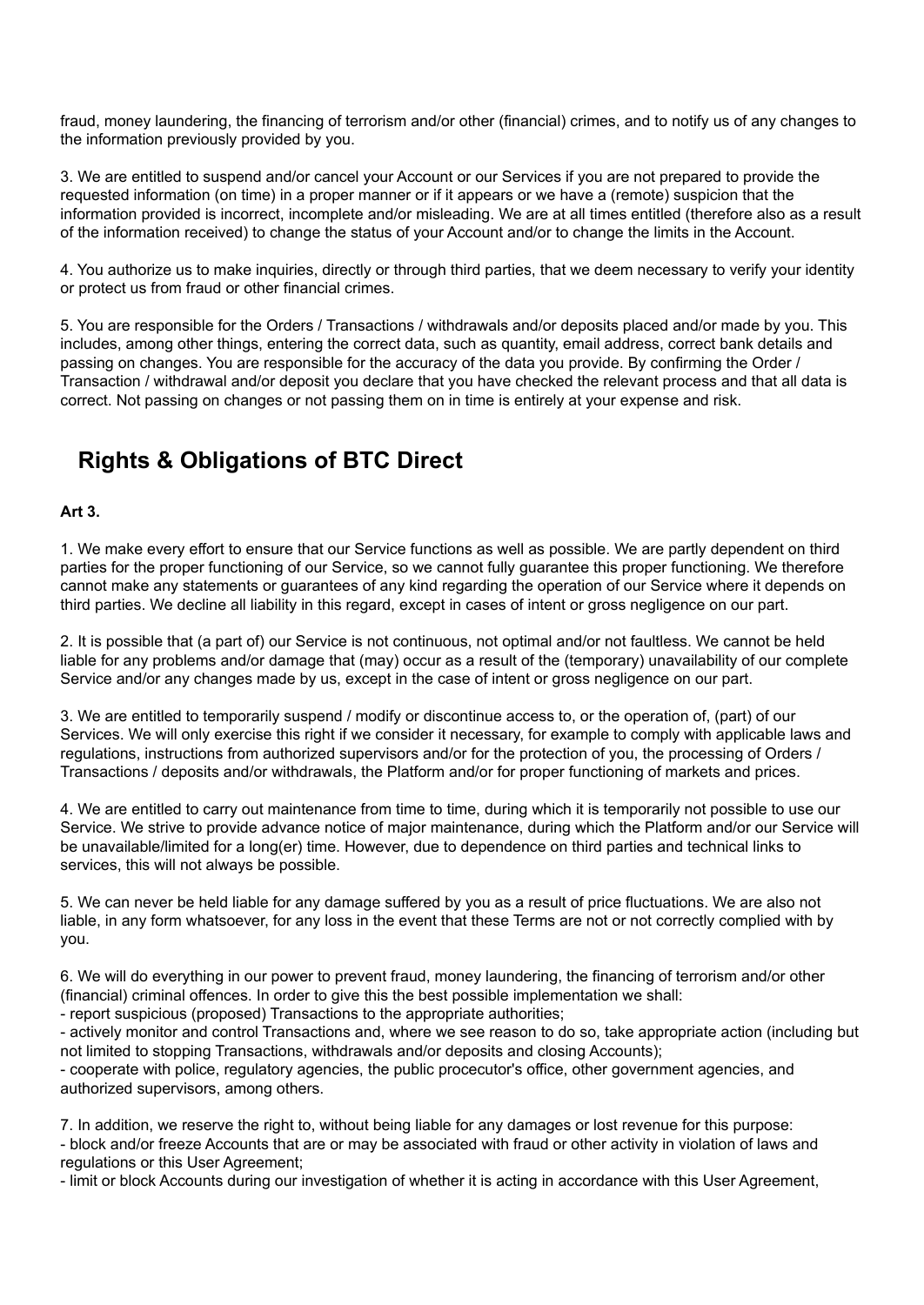fraud, money laundering, the financing of terrorism and/or other (financial) crimes, and to notify us of any changes to the information previously provided by you.

3. We are entitled to suspend and/or cancel your Account or our Services if you are not prepared to provide the requested information (on time) in a proper manner or if it appears or we have a (remote) suspicion that the information provided is incorrect, incomplete and/or misleading. We are at all times entitled (therefore also as a result of the information received) to change the status of your Account and/or to change the limits in the Account.

4. You authorize us to make inquiries, directly or through third parties, that we deem necessary to verify your identity or protect us from fraud or other financial crimes.

5. You are responsible for the Orders / Transactions / withdrawals and/or deposits placed and/or made by you. This includes, among other things, entering the correct data, such as quantity, email address, correct bank details and passing on changes. You are responsible for the accuracy of the data you provide. By confirming the Order / Transaction / withdrawal and/or deposit you declare that you have checked the relevant process and that all data is correct. Not passing on changes or not passing them on in time is entirely at your expense and risk.

## Rights & Obligations of BTC Direct

**Art 3.**

1. We make every effort to ensure that our Service functions as well as possible. We are partly dependent on third parties for the proper functioning of our Service, so we cannot fully guarantee this proper functioning. We therefore cannot make any statements or guarantees of any kind regarding the operation of our Service where it depends on third parties. We decline all liability in this regard, except in cases of intent or gross negligence on our part.

2. It is possible that (a part of) our Service is not continuous, not optimal and/or not faultless. We cannot be held liable for any problems and/or damage that (may) occur as a result of the (temporary) unavailability of our complete Service and/or any changes made by us, except in the case of intent or gross negligence on our part.

3. We are entitled to temporarily suspend / modify or discontinue access to, or the operation of, (part) of our Services. We will only exercise this right if we consider it necessary, for example to comply with applicable laws and regulations, instructions from authorized supervisors and/or for the protection of you, the processing of Orders / Transactions / deposits and/or withdrawals, the Platform and/or for proper functioning of markets and prices.

4. We are entitled to carry out maintenance from time to time, during which it is temporarily not possible to use our Service. We strive to provide advance notice of major maintenance, during which the Platform and/or our Service will be unavailable/limited for a long(er) time. However, due to dependence on third parties and technical links to services, this will not always be possible.

5. We can never be held liable for any damage suffered by you as a result of price fluctuations. We are also not liable, in any form whatsoever, for any loss in the event that these Terms are not or not correctly complied with by you.

6. We will do everything in our power to prevent fraud, money laundering, the financing of terrorism and/or other (financial) criminal offences. In order to give this the best possible implementation we shall:
- report suspicious (proposed) Transactions to the appropriate authorities;
- actively monitor and control Transactions and, where we see reason to do so, take appropriate action (including but not limited to stopping Transactions, withdrawals and/or deposits and closing Accounts);
- cooperate with police, regulatory agencies, the public procecutor's office, other government agencies, and authorized supervisors, among others.

7. In addition, we reserve the right to, without being liable for any damages or lost revenue for this purpose:
- block and/or freeze Accounts that are or may be associated with fraud or other activity in violation of laws and regulations or this User Agreement;
- limit or block Accounts during our investigation of whether it is acting in accordance with this User Agreement,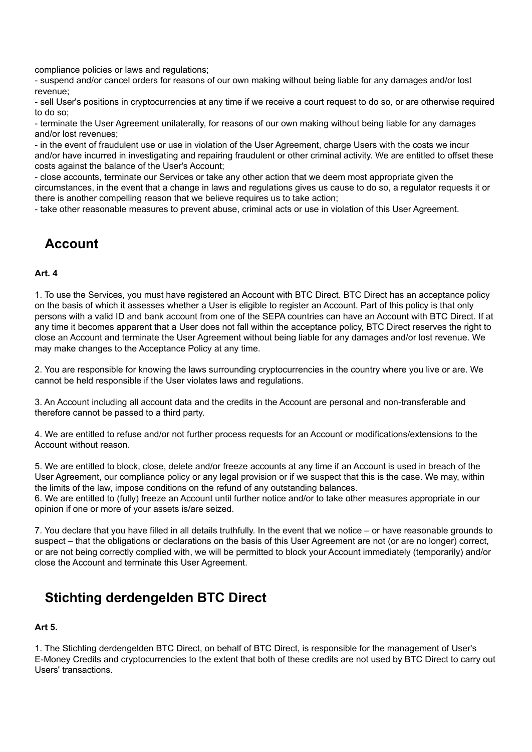compliance policies or laws and regulations;

- suspend and/or cancel orders for reasons of our own making without being liable for any damages and/or lost revenue;
- sell User's positions in cryptocurrencies at any time if we receive a court request to do so, or are otherwise required to do so;
- terminate the User Agreement unilaterally, for reasons of our own making without being liable for any damages and/or lost revenues;
- in the event of fraudulent use or use in violation of the User Agreement, charge Users with the costs we incur and/or have incurred in investigating and repairing fraudulent or other criminal activity. We are entitled to offset these costs against the balance of the User's Account;
- close accounts, terminate our Services or take any other action that we deem most appropriate given the circumstances, in the event that a change in laws and regulations gives us cause to do so, a regulator requests it or there is another compelling reason that we believe requires us to take action;
- take other reasonable measures to prevent abuse, criminal acts or use in violation of this User Agreement.

## Account

**Art. 4**

1. To use the Services, you must have registered an Account with BTC Direct. BTC Direct has an acceptance policy on the basis of which it assesses whether a User is eligible to register an Account. Part of this policy is that only persons with a valid ID and bank account from one of the SEPA countries can have an Account with BTC Direct. If at any time it becomes apparent that a User does not fall within the acceptance policy, BTC Direct reserves the right to close an Account and terminate the User Agreement without being liable for any damages and/or lost revenue. We may make changes to the Acceptance Policy at any time.

2. You are responsible for knowing the laws surrounding cryptocurrencies in the country where you live or are. We cannot be held responsible if the User violates laws and regulations.

3. An Account including all account data and the credits in the Account are personal and non-transferable and therefore cannot be passed to a third party.

4. We are entitled to refuse and/or not further process requests for an Account or modifications/extensions to the Account without reason.

5. We are entitled to block, close, delete and/or freeze accounts at any time if an Account is used in breach of the User Agreement, our compliance policy or any legal provision or if we suspect that this is the case. We may, within the limits of the law, impose conditions on the refund of any outstanding balances.

6. We are entitled to (fully) freeze an Account until further notice and/or to take other measures appropriate in our opinion if one or more of your assets is/are seized.

7. You declare that you have filled in all details truthfully. In the event that we notice – or have reasonable grounds to suspect – that the obligations or declarations on the basis of this User Agreement are not (or are no longer) correct, or are not being correctly complied with, we will be permitted to block your Account immediately (temporarily) and/or close the Account and terminate this User Agreement.

## Stichting derdengelden BTC Direct

**Art 5.**

1. The Stichting derdengelden BTC Direct, on behalf of BTC Direct, is responsible for the management of User's E-Money Credits and cryptocurrencies to the extent that both of these credits are not used by BTC Direct to carry out Users' transactions.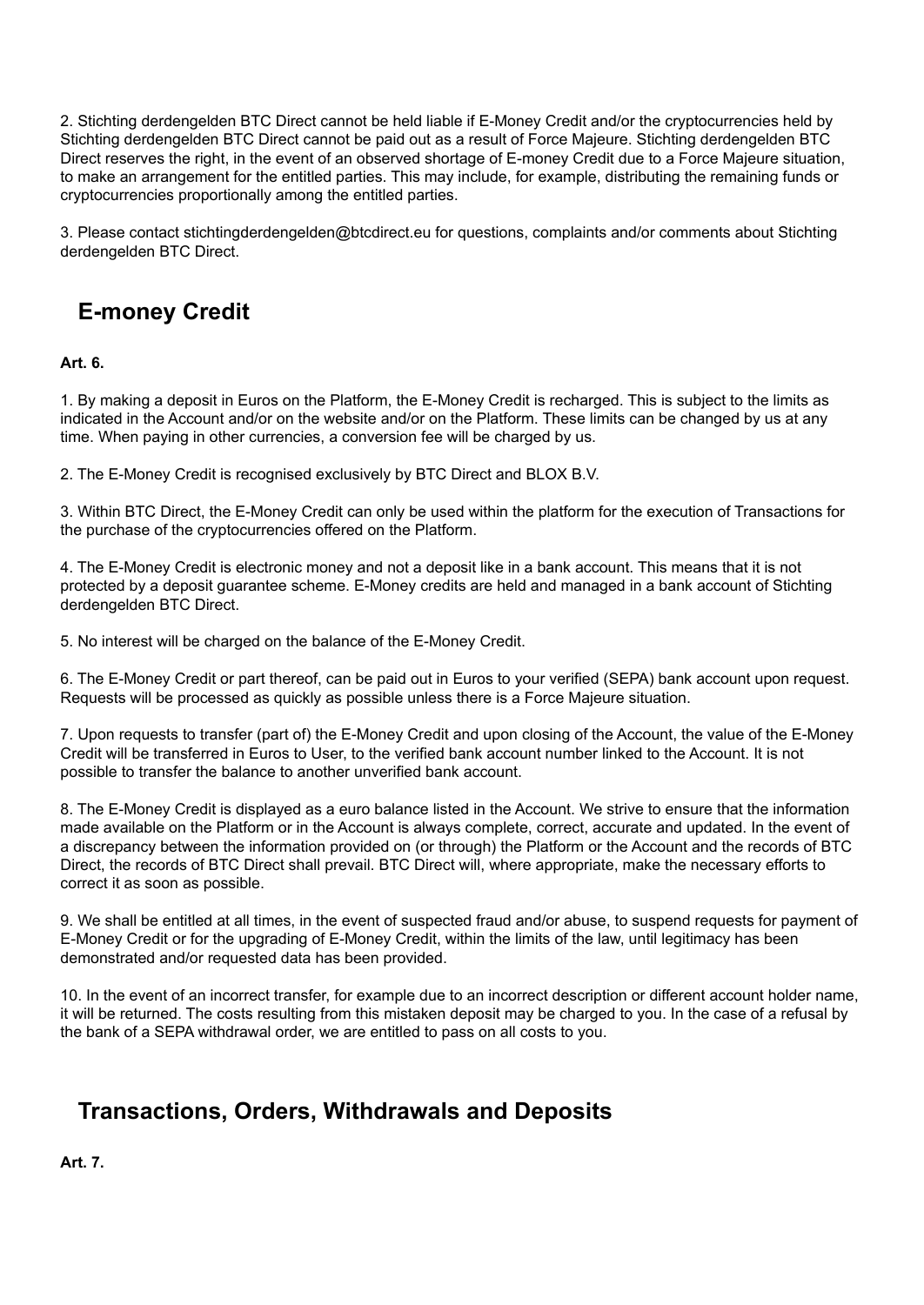2. Stichting derdengelden BTC Direct cannot be held liable if E-Money Credit and/or the cryptocurrencies held by Stichting derdengelden BTC Direct cannot be paid out as a result of Force Majeure. Stichting derdengelden BTC Direct reserves the right, in the event of an observed shortage of E-money Credit due to a Force Majeure situation, to make an arrangement for the entitled parties. This may include, for example, distributing the remaining funds or cryptocurrencies proportionally among the entitled parties.

3. Please contact stichtingderdengelden@btcdirect.eu for questions, complaints and/or comments about Stichting derdengelden BTC Direct.

## E-money Credit

**Art. 6.**

1. By making a deposit in Euros on the Platform, the E-Money Credit is recharged. This is subject to the limits as indicated in the Account and/or on the website and/or on the Platform. These limits can be changed by us at any time. When paying in other currencies, a conversion fee will be charged by us.

2. The E-Money Credit is recognised exclusively by BTC Direct and BLOX B.V.

3. Within BTC Direct, the E-Money Credit can only be used within the platform for the execution of Transactions for the purchase of the cryptocurrencies offered on the Platform.

4. The E-Money Credit is electronic money and not a deposit like in a bank account. This means that it is not protected by a deposit guarantee scheme. E-Money credits are held and managed in a bank account of Stichting derdengelden BTC Direct.

5. No interest will be charged on the balance of the E-Money Credit.

6. The E-Money Credit or part thereof, can be paid out in Euros to your verified (SEPA) bank account upon request. Requests will be processed as quickly as possible unless there is a Force Majeure situation.

7. Upon requests to transfer (part of) the E-Money Credit and upon closing of the Account, the value of the E-Money Credit will be transferred in Euros to User, to the verified bank account number linked to the Account. It is not possible to transfer the balance to another unverified bank account.

8. The E-Money Credit is displayed as a euro balance listed in the Account. We strive to ensure that the information made available on the Platform or in the Account is always complete, correct, accurate and updated. In the event of a discrepancy between the information provided on (or through) the Platform or the Account and the records of BTC Direct, the records of BTC Direct shall prevail. BTC Direct will, where appropriate, make the necessary efforts to correct it as soon as possible.

9. We shall be entitled at all times, in the event of suspected fraud and/or abuse, to suspend requests for payment of E-Money Credit or for the upgrading of E-Money Credit, within the limits of the law, until legitimacy has been demonstrated and/or requested data has been provided.

10. In the event of an incorrect transfer, for example due to an incorrect description or different account holder name, it will be returned. The costs resulting from this mistaken deposit may be charged to you. In the case of a refusal by the bank of a SEPA withdrawal order, we are entitled to pass on all costs to you.

## Transactions, Orders, Withdrawals and Deposits

**Art. 7.**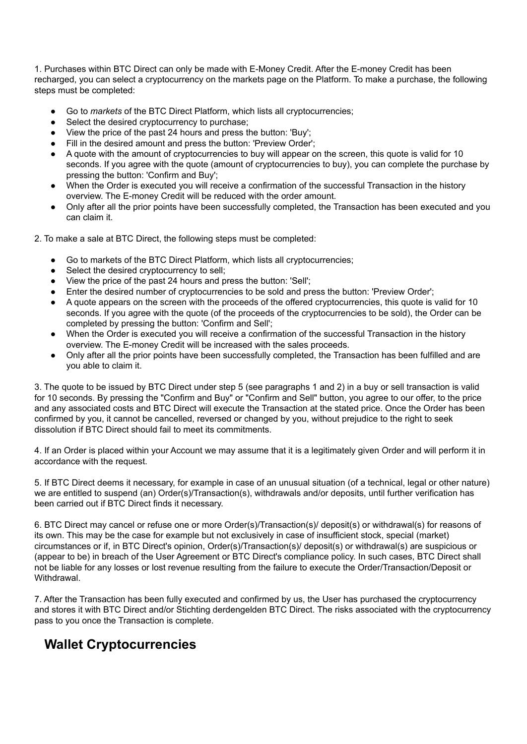1. Purchases within BTC Direct can only be made with E-Money Credit. After the E-money Credit has been recharged, you can select a cryptocurrency on the markets page on the Platform. To make a purchase, the following steps must be completed:

- Go to *markets* of the BTC Direct Platform, which lists all cryptocurrencies;
- Select the desired cryptocurrency to purchase;
- View the price of the past 24 hours and press the button: 'Buy';
- Fill in the desired amount and press the button: 'Preview Order';
- A quote with the amount of cryptocurrencies to buy will appear on the screen, this quote is valid for 10 seconds. If you agree with the quote (amount of cryptocurrencies to buy), you can complete the purchase by pressing the button: 'Confirm and Buy';
- When the Order is executed you will receive a confirmation of the successful Transaction in the history overview. The E-money Credit will be reduced with the order amount.
- Only after all the prior points have been successfully completed, the Transaction has been executed and you can claim it.

2. To make a sale at BTC Direct, the following steps must be completed:

- Go to markets of the BTC Direct Platform, which lists all cryptocurrencies;
- Select the desired cryptocurrency to sell;
- View the price of the past 24 hours and press the button: 'Sell';
- Enter the desired number of cryptocurrencies to be sold and press the button: 'Preview Order';
- A quote appears on the screen with the proceeds of the offered cryptocurrencies, this quote is valid for 10 seconds. If you agree with the quote (of the proceeds of the cryptocurrencies to be sold), the Order can be completed by pressing the button: 'Confirm and Sell';
- When the Order is executed you will receive a confirmation of the successful Transaction in the history overview. The E-money Credit will be increased with the sales proceeds.
- Only after all the prior points have been successfully completed, the Transaction has been fulfilled and are you able to claim it.

3. The quote to be issued by BTC Direct under step 5 (see paragraphs 1 and 2) in a buy or sell transaction is valid for 10 seconds. By pressing the "Confirm and Buy" or "Confirm and Sell" button, you agree to our offer, to the price and any associated costs and BTC Direct will execute the Transaction at the stated price. Once the Order has been confirmed by you, it cannot be cancelled, reversed or changed by you, without prejudice to the right to seek dissolution if BTC Direct should fail to meet its commitments.

4. If an Order is placed within your Account we may assume that it is a legitimately given Order and will perform it in accordance with the request.

5. If BTC Direct deems it necessary, for example in case of an unusual situation (of a technical, legal or other nature) we are entitled to suspend (an) Order(s)/Transaction(s), withdrawals and/or deposits, until further verification has been carried out if BTC Direct finds it necessary.

6. BTC Direct may cancel or refuse one or more Order(s)/Transaction(s)/ deposit(s) or withdrawal(s) for reasons of its own. This may be the case for example but not exclusively in case of insufficient stock, special (market) circumstances or if, in BTC Direct's opinion, Order(s)/Transaction(s)/ deposit(s) or withdrawal(s) are suspicious or (appear to be) in breach of the User Agreement or BTC Direct's compliance policy. In such cases, BTC Direct shall not be liable for any losses or lost revenue resulting from the failure to execute the Order/Transaction/Deposit or Withdrawal.

7. After the Transaction has been fully executed and confirmed by us, the User has purchased the cryptocurrency and stores it with BTC Direct and/or Stichting derdengelden BTC Direct. The risks associated with the cryptocurrency pass to you once the Transaction is complete.

## Wallet Cryptocurrencies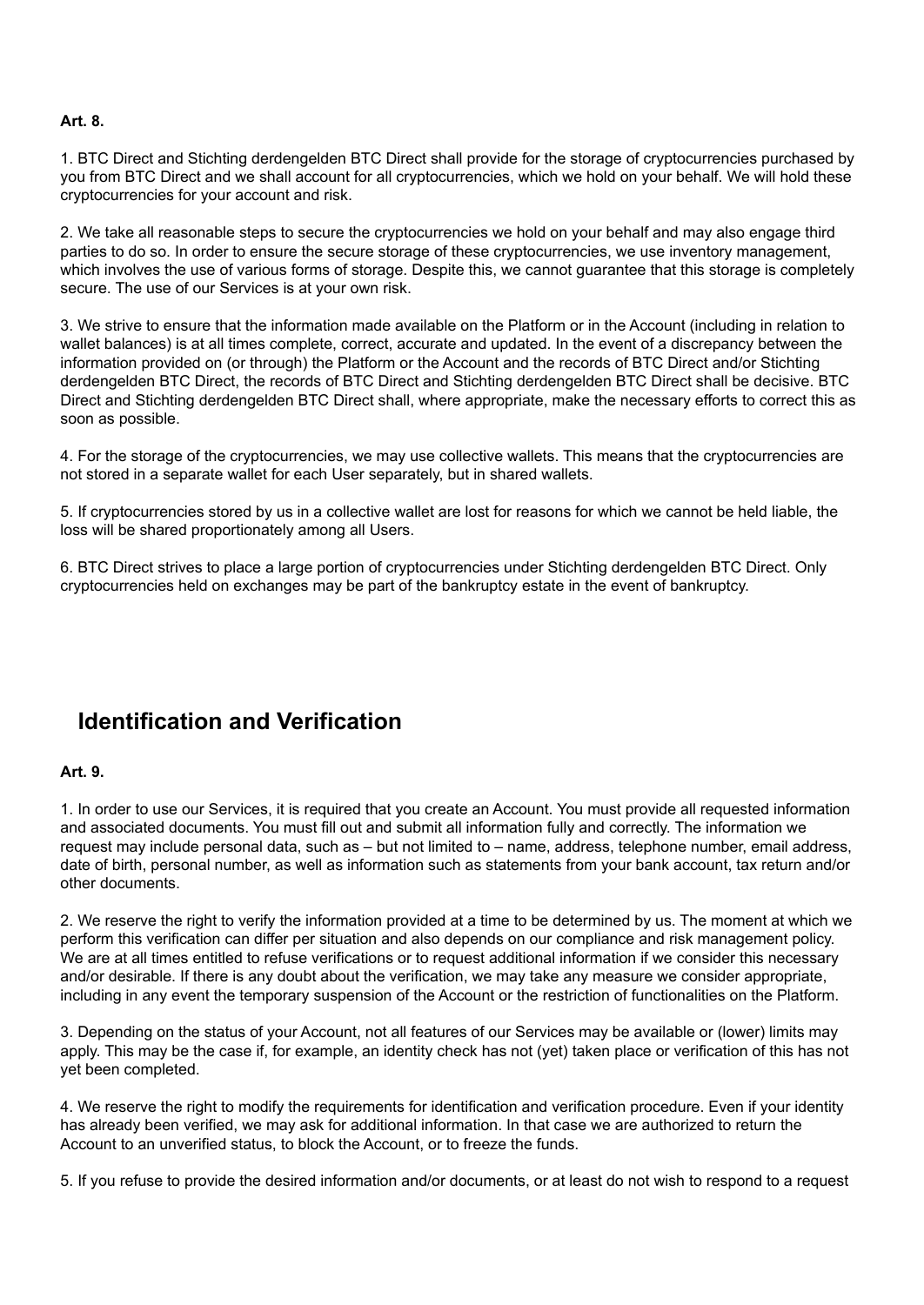**Art. 8.**

1. BTC Direct and Stichting derdengelden BTC Direct shall provide for the storage of cryptocurrencies purchased by you from BTC Direct and we shall account for all cryptocurrencies, which we hold on your behalf. We will hold these cryptocurrencies for your account and risk.

2. We take all reasonable steps to secure the cryptocurrencies we hold on your behalf and may also engage third parties to do so. In order to ensure the secure storage of these cryptocurrencies, we use inventory management, which involves the use of various forms of storage. Despite this, we cannot guarantee that this storage is completely secure. The use of our Services is at your own risk.

3. We strive to ensure that the information made available on the Platform or in the Account (including in relation to wallet balances) is at all times complete, correct, accurate and updated. In the event of a discrepancy between the information provided on (or through) the Platform or the Account and the records of BTC Direct and/or Stichting derdengelden BTC Direct, the records of BTC Direct and Stichting derdengelden BTC Direct shall be decisive. BTC Direct and Stichting derdengelden BTC Direct shall, where appropriate, make the necessary efforts to correct this as soon as possible.

4. For the storage of the cryptocurrencies, we may use collective wallets. This means that the cryptocurrencies are not stored in a separate wallet for each User separately, but in shared wallets.

5. If cryptocurrencies stored by us in a collective wallet are lost for reasons for which we cannot be held liable, the loss will be shared proportionately among all Users.

6. BTC Direct strives to place a large portion of cryptocurrencies under Stichting derdengelden BTC Direct. Only cryptocurrencies held on exchanges may be part of the bankruptcy estate in the event of bankruptcy.

## Identification and Verification

**Art. 9.**

1. In order to use our Services, it is required that you create an Account. You must provide all requested information and associated documents. You must fill out and submit all information fully and correctly. The information we request may include personal data, such as – but not limited to – name, address, telephone number, email address, date of birth, personal number, as well as information such as statements from your bank account, tax return and/or other documents.

2. We reserve the right to verify the information provided at a time to be determined by us. The moment at which we perform this verification can differ per situation and also depends on our compliance and risk management policy. We are at all times entitled to refuse verifications or to request additional information if we consider this necessary and/or desirable. If there is any doubt about the verification, we may take any measure we consider appropriate, including in any event the temporary suspension of the Account or the restriction of functionalities on the Platform.

3. Depending on the status of your Account, not all features of our Services may be available or (lower) limits may apply. This may be the case if, for example, an identity check has not (yet) taken place or verification of this has not yet been completed.

4. We reserve the right to modify the requirements for identification and verification procedure. Even if your identity has already been verified, we may ask for additional information. In that case we are authorized to return the Account to an unverified status, to block the Account, or to freeze the funds.

5. If you refuse to provide the desired information and/or documents, or at least do not wish to respond to a request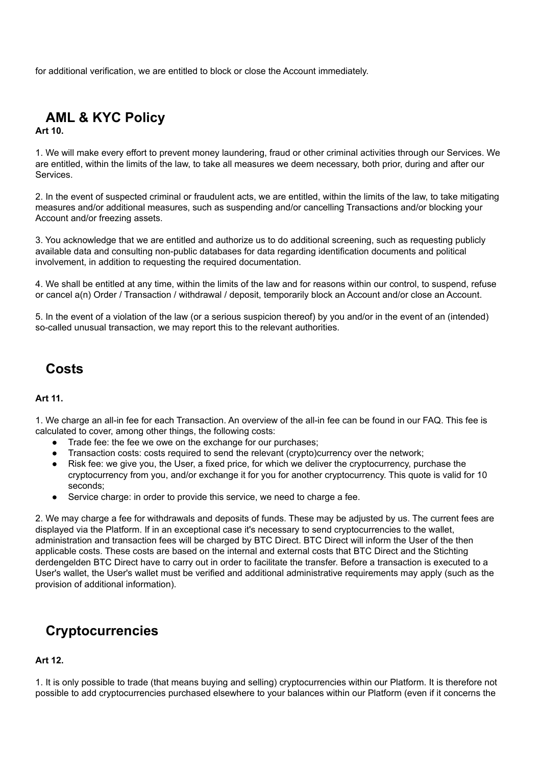for additional verification, we are entitled to block or close the Account immediately.

## AML & KYC Policy

**Art 10.**

1. We will make every effort to prevent money laundering, fraud or other criminal activities through our Services. We are entitled, within the limits of the law, to take all measures we deem necessary, both prior, during and after our Services.

2. In the event of suspected criminal or fraudulent acts, we are entitled, within the limits of the law, to take mitigating measures and/or additional measures, such as suspending and/or cancelling Transactions and/or blocking your Account and/or freezing assets.

3. You acknowledge that we are entitled and authorize us to do additional screening, such as requesting publicly available data and consulting non-public databases for data regarding identification documents and political involvement, in addition to requesting the required documentation.

4. We shall be entitled at any time, within the limits of the law and for reasons within our control, to suspend, refuse or cancel a(n) Order / Transaction / withdrawal / deposit, temporarily block an Account and/or close an Account.

5. In the event of a violation of the law (or a serious suspicion thereof) by you and/or in the event of an (intended) so-called unusual transaction, we may report this to the relevant authorities.

## Costs

**Art 11.**

1. We charge an all-in fee for each Transaction. An overview of the all-in fee can be found in our FAQ. This fee is calculated to cover, among other things, the following costs:
   - Trade fee: the fee we owe on the exchange for our purchases;
   - Transaction costs: costs required to send the relevant (crypto)currency over the network;
   - Risk fee: we give you, the User, a fixed price, for which we deliver the cryptocurrency, purchase the cryptocurrency from you, and/or exchange it for you for another cryptocurrency. This quote is valid for 10 seconds;
   - Service charge: in order to provide this service, we need to charge a fee.

2. We may charge a fee for withdrawals and deposits of funds. These may be adjusted by us. The current fees are displayed via the Platform. If in an exceptional case it's necessary to send cryptocurrencies to the wallet, administration and transaction fees will be charged by BTC Direct. BTC Direct will inform the User of the then applicable costs. These costs are based on the internal and external costs that BTC Direct and the Stichting derdengelden BTC Direct have to carry out in order to facilitate the transfer. Before a transaction is executed to a User's wallet, the User's wallet must be verified and additional administrative requirements may apply (such as the provision of additional information).

## Cryptocurrencies

**Art 12.**

1. It is only possible to trade (that means buying and selling) cryptocurrencies within our Platform. It is therefore not possible to add cryptocurrencies purchased elsewhere to your balances within our Platform (even if it concerns the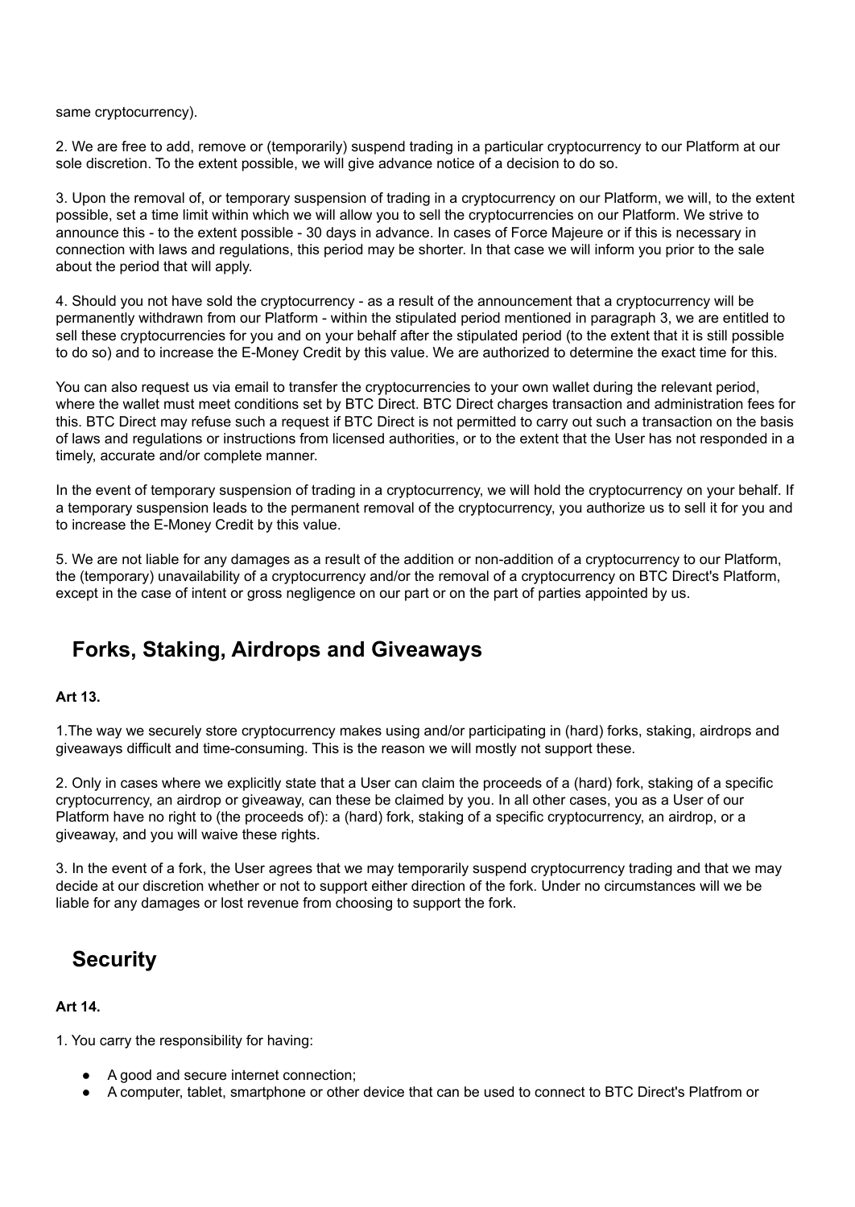same cryptocurrency).

2. We are free to add, remove or (temporarily) suspend trading in a particular cryptocurrency to our Platform at our sole discretion. To the extent possible, we will give advance notice of a decision to do so.

3. Upon the removal of, or temporary suspension of trading in a cryptocurrency on our Platform, we will, to the extent possible, set a time limit within which we will allow you to sell the cryptocurrencies on our Platform. We strive to announce this - to the extent possible - 30 days in advance. In cases of Force Majeure or if this is necessary in connection with laws and regulations, this period may be shorter. In that case we will inform you prior to the sale about the period that will apply.

4. Should you not have sold the cryptocurrency - as a result of the announcement that a cryptocurrency will be permanently withdrawn from our Platform - within the stipulated period mentioned in paragraph 3, we are entitled to sell these cryptocurrencies for you and on your behalf after the stipulated period (to the extent that it is still possible to do so) and to increase the E-Money Credit by this value. We are authorized to determine the exact time for this.

You can also request us via email to transfer the cryptocurrencies to your own wallet during the relevant period, where the wallet must meet conditions set by BTC Direct. BTC Direct charges transaction and administration fees for this. BTC Direct may refuse such a request if BTC Direct is not permitted to carry out such a transaction on the basis of laws and regulations or instructions from licensed authorities, or to the extent that the User has not responded in a timely, accurate and/or complete manner.

In the event of temporary suspension of trading in a cryptocurrency, we will hold the cryptocurrency on your behalf. If a temporary suspension leads to the permanent removal of the cryptocurrency, you authorize us to sell it for you and to increase the E-Money Credit by this value.

5. We are not liable for any damages as a result of the addition or non-addition of a cryptocurrency to our Platform, the (temporary) unavailability of a cryptocurrency and/or the removal of a cryptocurrency on BTC Direct's Platform, except in the case of intent or gross negligence on our part or on the part of parties appointed by us.

## Forks, Staking, Airdrops and Giveaways

**Art 13.**

1.The way we securely store cryptocurrency makes using and/or participating in (hard) forks, staking, airdrops and giveaways difficult and time-consuming. This is the reason we will mostly not support these.

2. Only in cases where we explicitly state that a User can claim the proceeds of a (hard) fork, staking of a specific cryptocurrency, an airdrop or giveaway, can these be claimed by you. In all other cases, you as a User of our Platform have no right to (the proceeds of): a (hard) fork, staking of a specific cryptocurrency, an airdrop, or a giveaway, and you will waive these rights.

3. In the event of a fork, the User agrees that we may temporarily suspend cryptocurrency trading and that we may decide at our discretion whether or not to support either direction of the fork. Under no circumstances will we be liable for any damages or lost revenue from choosing to support the fork.

## Security

**Art 14.**

1. You carry the responsibility for having:

- A good and secure internet connection;
- A computer, tablet, smartphone or other device that can be used to connect to BTC Direct's Platfrom or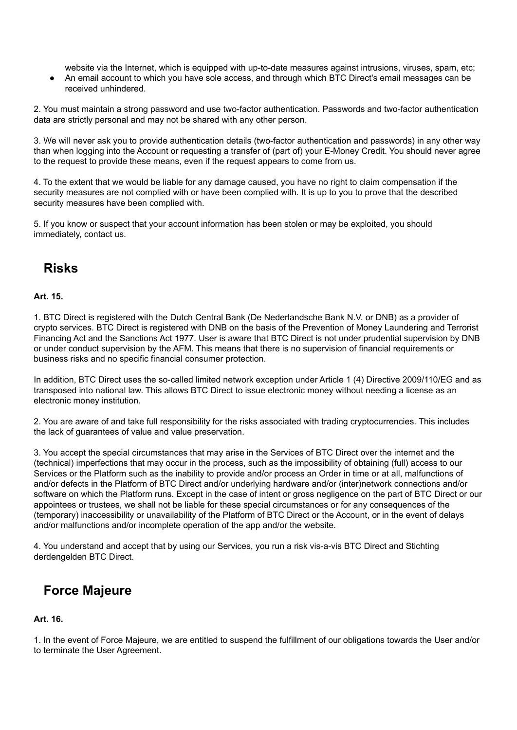website via the Internet, which is equipped with up-to-date measures against intrusions, viruses, spam, etc;

- An email account to which you have sole access, and through which BTC Direct's email messages can be received unhindered.

2. You must maintain a strong password and use two-factor authentication. Passwords and two-factor authentication data are strictly personal and may not be shared with any other person.

3. We will never ask you to provide authentication details (two-factor authentication and passwords) in any other way than when logging into the Account or requesting a transfer of (part of) your E-Money Credit. You should never agree to the request to provide these means, even if the request appears to come from us.

4. To the extent that we would be liable for any damage caused, you have no right to claim compensation if the security measures are not complied with or have been complied with. It is up to you to prove that the described security measures have been complied with.

5. If you know or suspect that your account information has been stolen or may be exploited, you should immediately, contact us.

## Risks

**Art. 15.**

1. BTC Direct is registered with the Dutch Central Bank (De Nederlandsche Bank N.V. or DNB) as a provider of crypto services. BTC Direct is registered with DNB on the basis of the Prevention of Money Laundering and Terrorist Financing Act and the Sanctions Act 1977. User is aware that BTC Direct is not under prudential supervision by DNB or under conduct supervision by the AFM. This means that there is no supervision of financial requirements or business risks and no specific financial consumer protection.

In addition, BTC Direct uses the so-called limited network exception under Article 1 (4) Directive 2009/110/EG and as transposed into national law. This allows BTC Direct to issue electronic money without needing a license as an electronic money institution.

2. You are aware of and take full responsibility for the risks associated with trading cryptocurrencies. This includes the lack of guarantees of value and value preservation.

3. You accept the special circumstances that may arise in the Services of BTC Direct over the internet and the (technical) imperfections that may occur in the process, such as the impossibility of obtaining (full) access to our Services or the Platform such as the inability to provide and/or process an Order in time or at all, malfunctions of and/or defects in the Platform of BTC Direct and/or underlying hardware and/or (inter)network connections and/or software on which the Platform runs. Except in the case of intent or gross negligence on the part of BTC Direct or our appointees or trustees, we shall not be liable for these special circumstances or for any consequences of the (temporary) inaccessibility or unavailability of the Platform of BTC Direct or the Account, or in the event of delays and/or malfunctions and/or incomplete operation of the app and/or the website.

4. You understand and accept that by using our Services, you run a risk vis-a-vis BTC Direct and Stichting derdengelden BTC Direct.

## Force Majeure

**Art. 16.**

1. In the event of Force Majeure, we are entitled to suspend the fulfillment of our obligations towards the User and/or to terminate the User Agreement.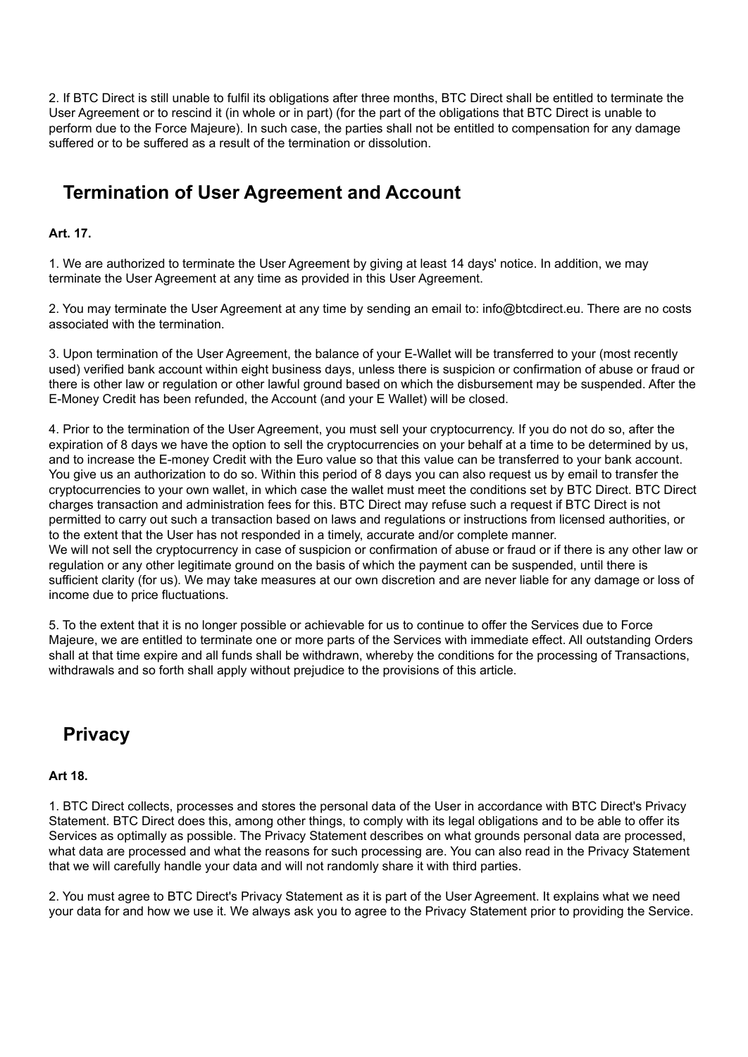2. If BTC Direct is still unable to fulfil its obligations after three months, BTC Direct shall be entitled to terminate the User Agreement or to rescind it (in whole or in part) (for the part of the obligations that BTC Direct is unable to perform due to the Force Majeure). In such case, the parties shall not be entitled to compensation for any damage suffered or to be suffered as a result of the termination or dissolution.

## Termination of User Agreement and Account

**Art. 17.**

1. We are authorized to terminate the User Agreement by giving at least 14 days' notice. In addition, we may terminate the User Agreement at any time as provided in this User Agreement.

2. You may terminate the User Agreement at any time by sending an email to: info@btcdirect.eu. There are no costs associated with the termination.

3. Upon termination of the User Agreement, the balance of your E-Wallet will be transferred to your (most recently used) verified bank account within eight business days, unless there is suspicion or confirmation of abuse or fraud or there is other law or regulation or other lawful ground based on which the disbursement may be suspended. After the E-Money Credit has been refunded, the Account (and your E Wallet) will be closed.

4. Prior to the termination of the User Agreement, you must sell your cryptocurrency. If you do not do so, after the expiration of 8 days we have the option to sell the cryptocurrencies on your behalf at a time to be determined by us, and to increase the E-money Credit with the Euro value so that this value can be transferred to your bank account. You give us an authorization to do so. Within this period of 8 days you can also request us by email to transfer the cryptocurrencies to your own wallet, in which case the wallet must meet the conditions set by BTC Direct. BTC Direct charges transaction and administration fees for this. BTC Direct may refuse such a request if BTC Direct is not permitted to carry out such a transaction based on laws and regulations or instructions from licensed authorities, or to the extent that the User has not responded in a timely, accurate and/or complete manner.
We will not sell the cryptocurrency in case of suspicion or confirmation of abuse or fraud or if there is any other law or regulation or any other legitimate ground on the basis of which the payment can be suspended, until there is sufficient clarity (for us). We may take measures at our own discretion and are never liable for any damage or loss of income due to price fluctuations.

5. To the extent that it is no longer possible or achievable for us to continue to offer the Services due to Force Majeure, we are entitled to terminate one or more parts of the Services with immediate effect. All outstanding Orders shall at that time expire and all funds shall be withdrawn, whereby the conditions for the processing of Transactions, withdrawals and so forth shall apply without prejudice to the provisions of this article.

## Privacy

**Art 18.**

1. BTC Direct collects, processes and stores the personal data of the User in accordance with BTC Direct's Privacy Statement. BTC Direct does this, among other things, to comply with its legal obligations and to be able to offer its Services as optimally as possible. The Privacy Statement describes on what grounds personal data are processed, what data are processed and what the reasons for such processing are. You can also read in the Privacy Statement that we will carefully handle your data and will not randomly share it with third parties.

2. You must agree to BTC Direct's Privacy Statement as it is part of the User Agreement. It explains what we need your data for and how we use it. We always ask you to agree to the Privacy Statement prior to providing the Service.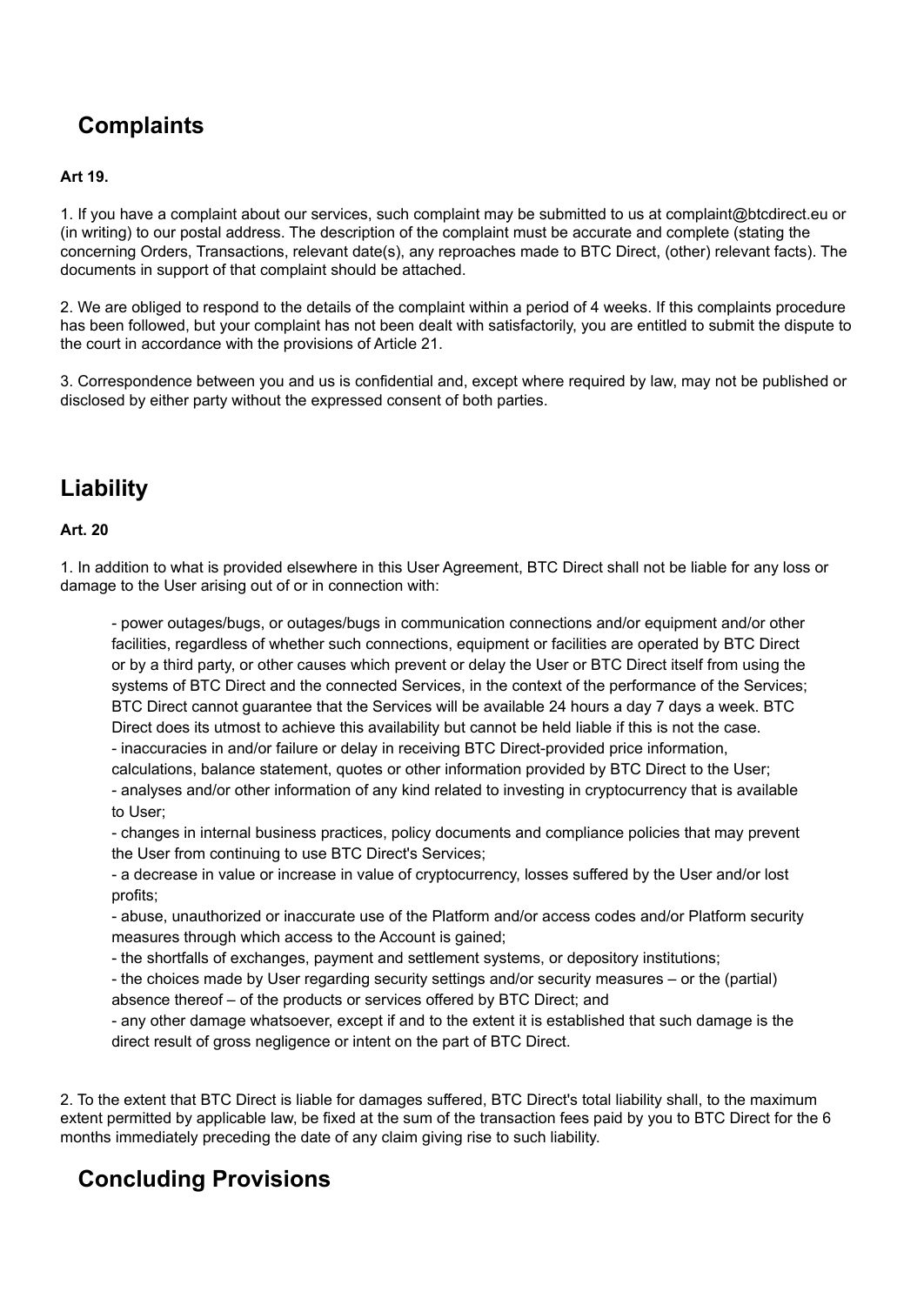## Complaints

**Art 19.**

1. If you have a complaint about our services, such complaint may be submitted to us at complaint@btcdirect.eu or (in writing) to our postal address. The description of the complaint must be accurate and complete (stating the concerning Orders, Transactions, relevant date(s), any reproaches made to BTC Direct, (other) relevant facts). The documents in support of that complaint should be attached.

2. We are obliged to respond to the details of the complaint within a period of 4 weeks. If this complaints procedure has been followed, but your complaint has not been dealt with satisfactorily, you are entitled to submit the dispute to the court in accordance with the provisions of Article 21.

3. Correspondence between you and us is confidential and, except where required by law, may not be published or disclosed by either party without the expressed consent of both parties.

## Liability

**Art. 20**

1. In addition to what is provided elsewhere in this User Agreement, BTC Direct shall not be liable for any loss or damage to the User arising out of or in connection with:

- power outages/bugs, or outages/bugs in communication connections and/or equipment and/or other facilities, regardless of whether such connections, equipment or facilities are operated by BTC Direct or by a third party, or other causes which prevent or delay the User or BTC Direct itself from using the systems of BTC Direct and the connected Services, in the context of the performance of the Services; BTC Direct cannot guarantee that the Services will be available 24 hours a day 7 days a week. BTC Direct does its utmost to achieve this availability but cannot be held liable if this is not the case.
- inaccuracies in and/or failure or delay in receiving BTC Direct-provided price information, calculations, balance statement, quotes or other information provided by BTC Direct to the User;
- analyses and/or other information of any kind related to investing in cryptocurrency that is available to User;
- changes in internal business practices, policy documents and compliance policies that may prevent the User from continuing to use BTC Direct's Services;
- a decrease in value or increase in value of cryptocurrency, losses suffered by the User and/or lost profits;
- abuse, unauthorized or inaccurate use of the Platform and/or access codes and/or Platform security measures through which access to the Account is gained;
- the shortfalls of exchanges, payment and settlement systems, or depository institutions;
- the choices made by User regarding security settings and/or security measures – or the (partial) absence thereof – of the products or services offered by BTC Direct; and
- any other damage whatsoever, except if and to the extent it is established that such damage is the direct result of gross negligence or intent on the part of BTC Direct.

2. To the extent that BTC Direct is liable for damages suffered, BTC Direct's total liability shall, to the maximum extent permitted by applicable law, be fixed at the sum of the transaction fees paid by you to BTC Direct for the 6 months immediately preceding the date of any claim giving rise to such liability.

## Concluding Provisions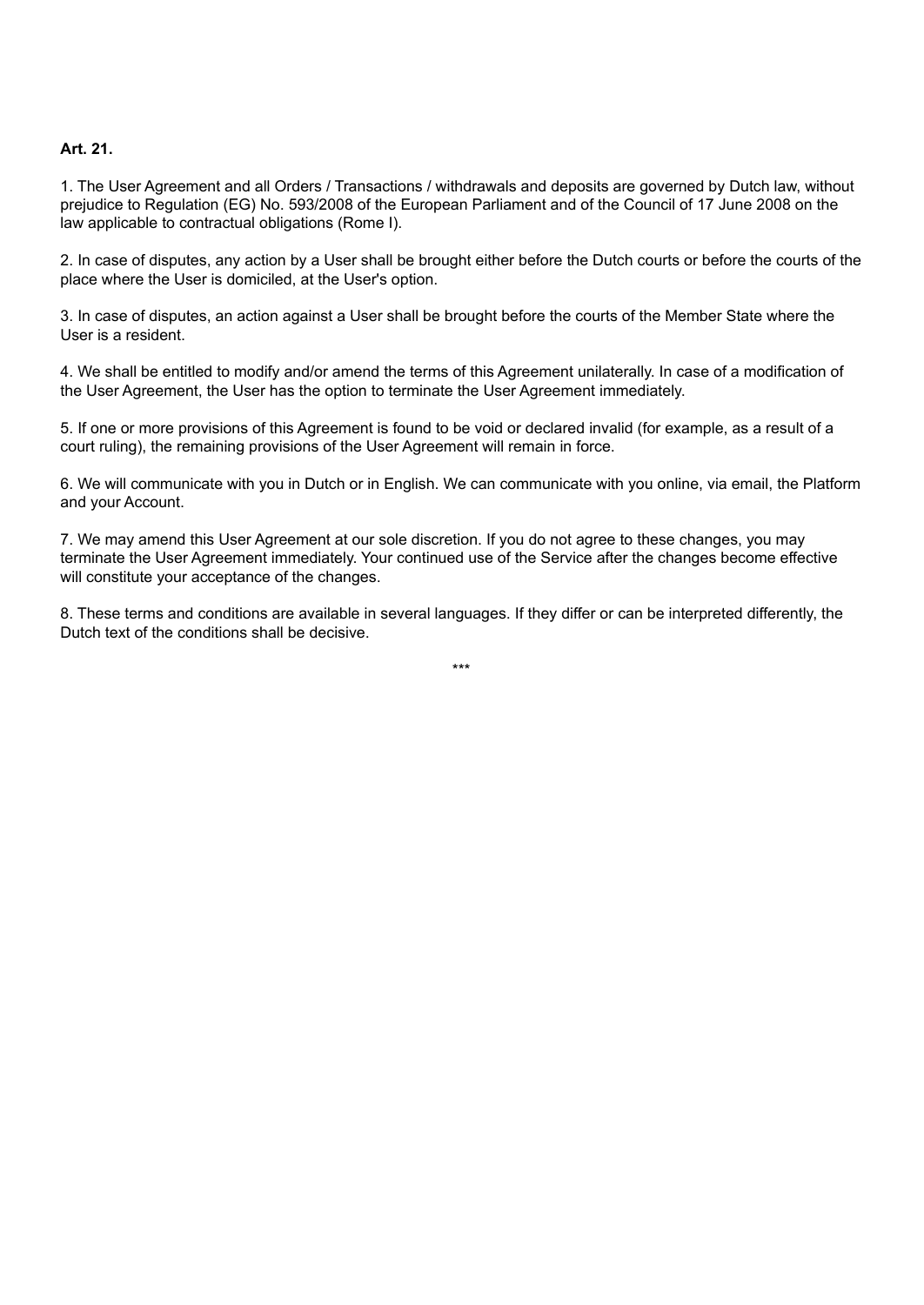**Art. 21.**

1. The User Agreement and all Orders / Transactions / withdrawals and deposits are governed by Dutch law, without prejudice to Regulation (EG) No. 593/2008 of the European Parliament and of the Council of 17 June 2008 on the law applicable to contractual obligations (Rome I).

2. In case of disputes, any action by a User shall be brought either before the Dutch courts or before the courts of the place where the User is domiciled, at the User's option.

3. In case of disputes, an action against a User shall be brought before the courts of the Member State where the User is a resident.

4. We shall be entitled to modify and/or amend the terms of this Agreement unilaterally. In case of a modification of the User Agreement, the User has the option to terminate the User Agreement immediately.

5. If one or more provisions of this Agreement is found to be void or declared invalid (for example, as a result of a court ruling), the remaining provisions of the User Agreement will remain in force.

6. We will communicate with you in Dutch or in English. We can communicate with you online, via email, the Platform and your Account.

7. We may amend this User Agreement at our sole discretion. If you do not agree to these changes, you may terminate the User Agreement immediately. Your continued use of the Service after the changes become effective will constitute your acceptance of the changes.

8. These terms and conditions are available in several languages. If they differ or can be interpreted differently, the Dutch text of the conditions shall be decisive.

\*\*\*